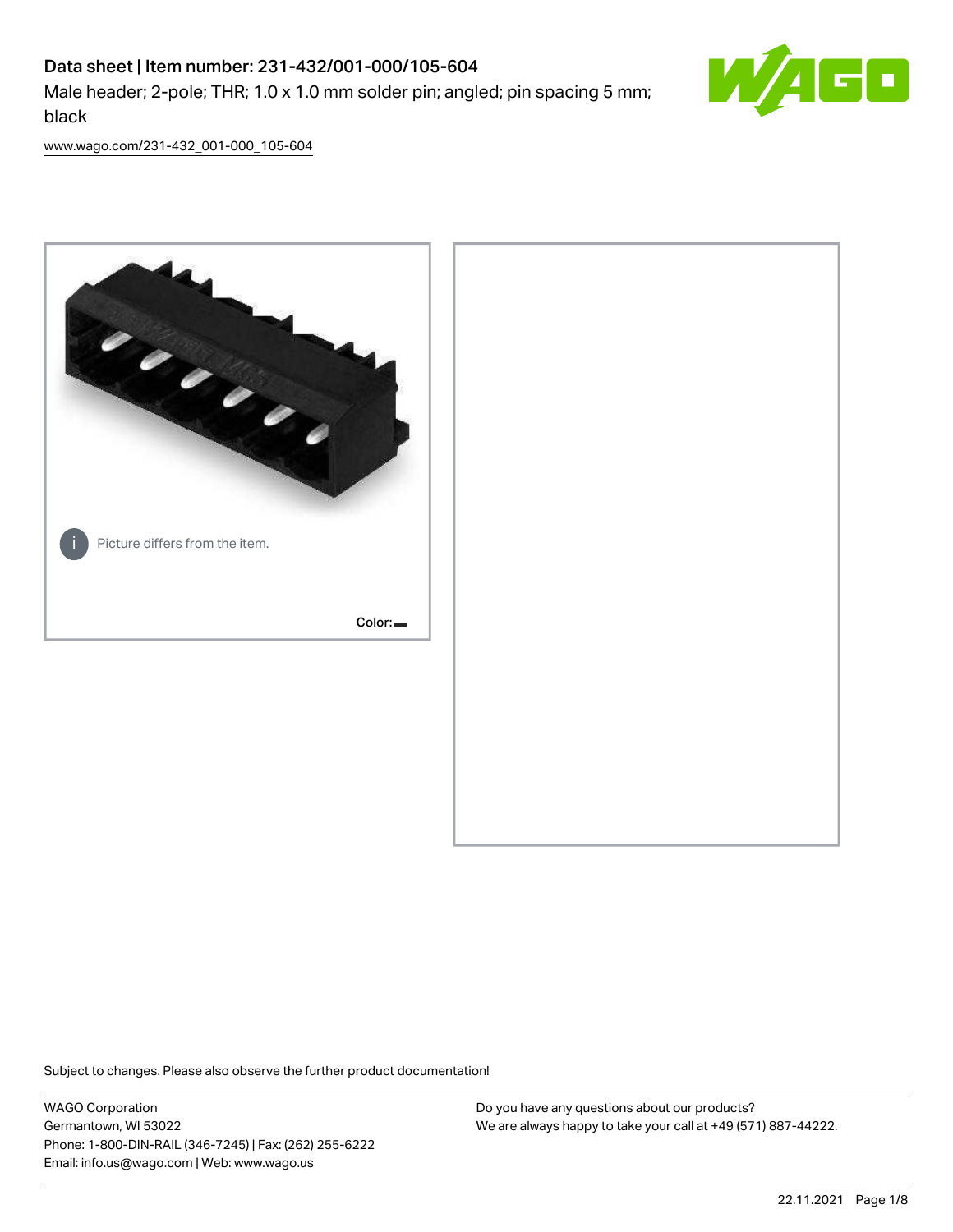# Data sheet | Item number: 231-432/001-000/105-604

Male header; 2-pole; THR; 1.0 x 1.0 mm solder pin; angled; pin spacing 5 mm; black

www.wago.com/231-432_001-000_105-604

Picture differs from the item.

Color:

Subject to changes. Please also observe the further product documentation!

WAGO Corporation
Germantown, WI 53022
Phone: 1-800-DIN-RAIL (346-7245) | Fax: (262) 255-6222
Email: info.us@wago.com | Web: www.wago.us

Do you have any questions about our products?
We are always happy to take your call at +49 (571) 887-44222.

22.11.2021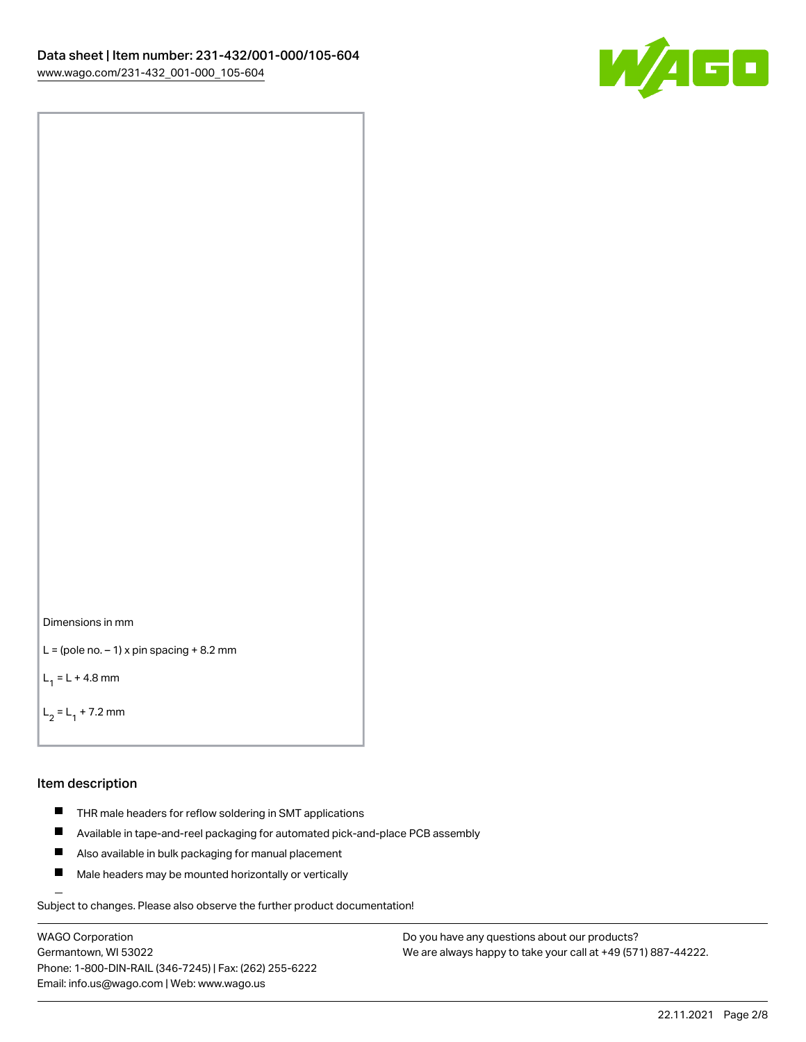Dimensions in mm

L = (pole no. – 1) x pin spacing + 8.2 mm

$L_1$ = L + 4.8 mm

$L_2$ = $L_1$ + 7.2 mm

## Item description

- THR male headers for reflow soldering in SMT applications
- Available in tape-and-reel packaging for automated pick-and-place PCB assembly
- Also available in bulk packaging for manual placement
- Male headers may be mounted horizontally or vertically

Subject to changes. Please also observe the further product documentation!

WAGO Corporation
Germantown, WI 53022
Phone: 1-800-DIN-RAIL (346-7245) | Fax: (262) 255-6222
Email: info.us@wago.com | Web: www.wago.us

Do you have any questions about our products?
We are always happy to take your call at +49 (571) 887-44222.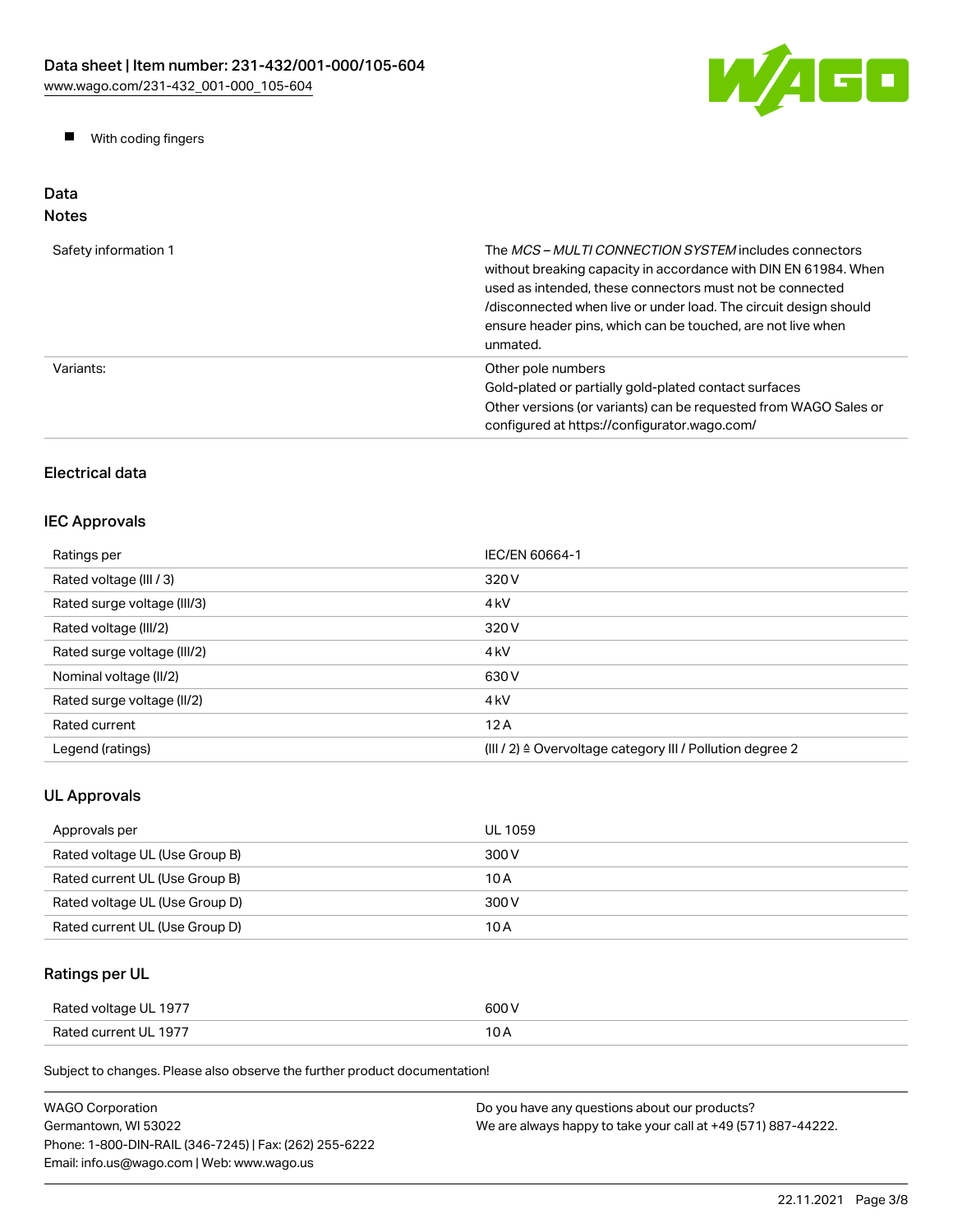- With coding fingers

## Data

### Notes

| | |
|---|---|
| Safety information 1 | The *MCS – MULTI CONNECTION SYSTEM* includes connectors without breaking capacity in accordance with DIN EN 61984. When used as intended, these connectors must not be connected /disconnected when live or under load. The circuit design should ensure header pins, which can be touched, are not live when unmated. |
| Variants: | Other pole numbers<br>Gold-plated or partially gold-plated contact surfaces<br>Other versions (or variants) can be requested from WAGO Sales or configured at https://configurator.wago.com/ |

### Electrical data

### IEC Approvals

| | |
|---|---|
| Ratings per | IEC/EN 60664-1 |
| Rated voltage (III / 3) | 320 V |
| Rated surge voltage (III/3) | 4 kV |
| Rated voltage (III/2) | 320 V |
| Rated surge voltage (III/2) | 4 kV |
| Nominal voltage (II/2) | 630 V |
| Rated surge voltage (II/2) | 4 kV |
| Rated current | 12 A |
| Legend (ratings) | (III / 2) ≙ Overvoltage category III / Pollution degree 2 |

### UL Approvals

| | |
|---|---|
| Approvals per | UL 1059 |
| Rated voltage UL (Use Group B) | 300 V |
| Rated current UL (Use Group B) | 10 A |
| Rated voltage UL (Use Group D) | 300 V |
| Rated current UL (Use Group D) | 10 A |

### Ratings per UL

| | |
|---|---|
| Rated voltage UL 1977 | 600 V |
| Rated current UL 1977 | 10 A |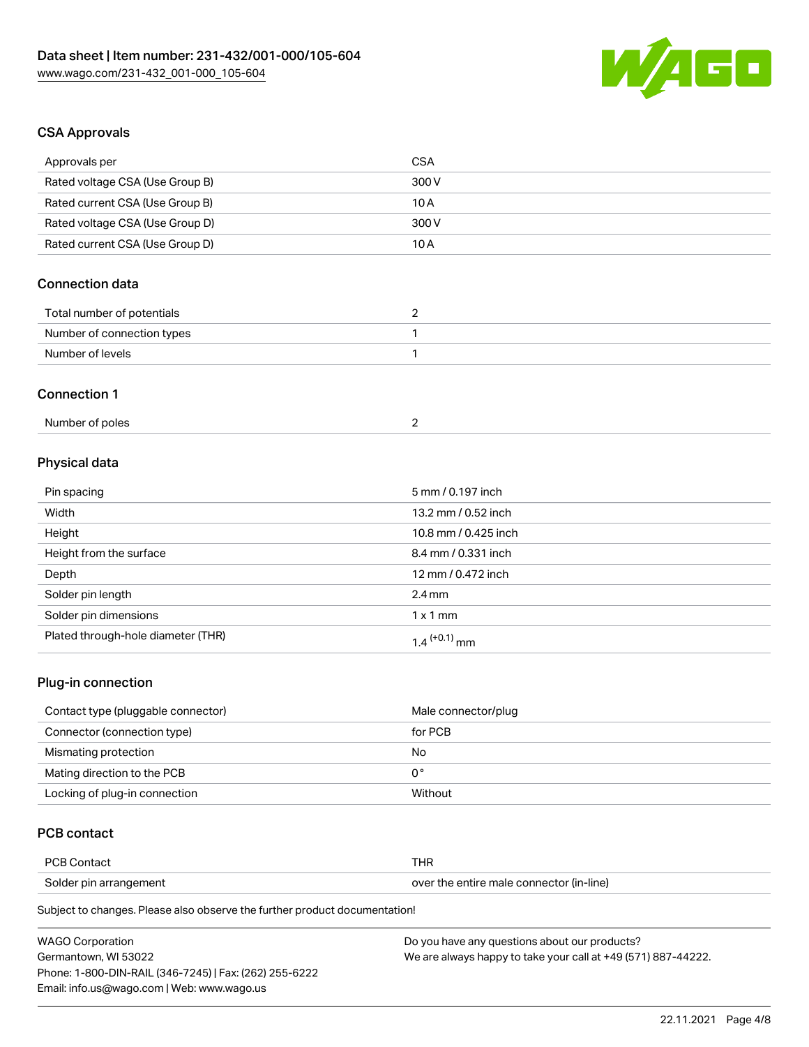## CSA Approvals

| Approvals per | CSA |
| --- | --- |
| Rated voltage CSA (Use Group B) | 300 V |
| Rated current CSA (Use Group B) | 10 A |
| Rated voltage CSA (Use Group D) | 300 V |
| Rated current CSA (Use Group D) | 10 A |

## Connection data

| Total number of potentials | 2 |
| --- | --- |
| Number of connection types | 1 |
| Number of levels | 1 |

## Connection 1

| Number of poles | 2 |
| --- | --- |

## Physical data

| Pin spacing | 5 mm / 0.197 inch |
| --- | --- |
| Width | 13.2 mm / 0.52 inch |
| Height | 10.8 mm / 0.425 inch |
| Height from the surface | 8.4 mm / 0.331 inch |
| Depth | 12 mm / 0.472 inch |
| Solder pin length | 2.4 mm |
| Solder pin dimensions | 1 x 1 mm |
| Plated through-hole diameter (THR) | $1.4^{(+0.1)}$ mm |

## Plug-in connection

| Contact type (pluggable connector) | Male connector/plug |
| --- | --- |
| Connector (connection type) | for PCB |
| Mismating protection | No |
| Mating direction to the PCB | 0 ° |
| Locking of plug-in connection | Without |

## PCB contact

| PCB Contact | THR |
| --- | --- |
| Solder pin arrangement | over the entire male connector (in-line) |

Subject to changes. Please also observe the further product documentation!

WAGO Corporation
Germantown, WI 53022
Phone: 1-800-DIN-RAIL (346-7245) | Fax: (262) 255-6222
Email: info.us@wago.com | Web: www.wago.us

Do you have any questions about our products?
We are always happy to take your call at +49 (571) 887-44222.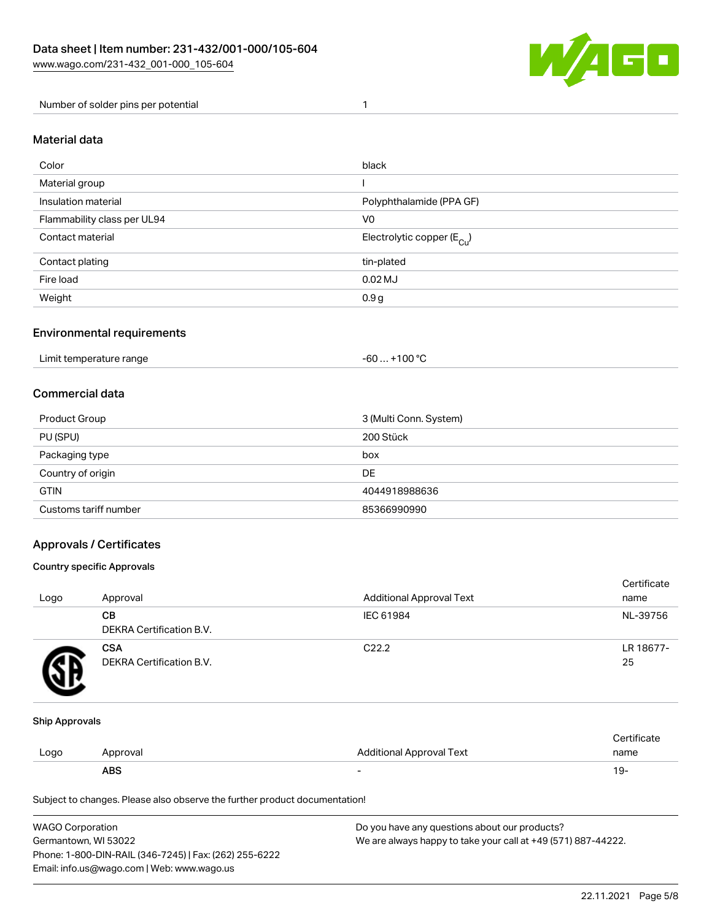| | |
|---|---|
| Number of solder pins per potential | 1 |

## Material data

| | |
|---|---|
| Color | black |
| Material group | I |
| Insulation material | Polyphthalamide (PPA GF) |
| Flammability class per UL94 | V0 |
| Contact material | Electrolytic copper ($E_{Cu}$) |
| Contact plating | tin-plated |
| Fire load | 0.02 MJ |
| Weight | 0.9 g |

## Environmental requirements

| | |
|---|---|
| Limit temperature range | -60 … +100 °C |

## Commercial data

| | |
|---|---|
| Product Group | 3 (Multi Conn. System) |
| PU (SPU) | 200 Stück |
| Packaging type | box |
| Country of origin | DE |
| GTIN | 4044918988636 |
| Customs tariff number | 85366990990 |

## Approvals / Certificates

### Country specific Approvals

| Logo | Approval | Additional Approval Text | Certificate name |
|---|---|---|---|
| | **CB**<br>DEKRA Certification B.V. | IEC 61984 | NL-39756 |
| | **CSA**<br>DEKRA Certification B.V. | C22.2 | LR 18677-25 |

### Ship Approvals

| Logo | Approval | Additional Approval Text | Certificate name |
|---|---|---|---|
| | **ABS** | - | 19- |

Subject to changes. Please also observe the further product documentation!

WAGO Corporation
Germantown, WI 53022
Phone: 1-800-DIN-RAIL (346-7245) | Fax: (262) 255-6222
Email: info.us@wago.com | Web: www.wago.us

Do you have any questions about our products?
We are always happy to take your call at +49 (571) 887-44222.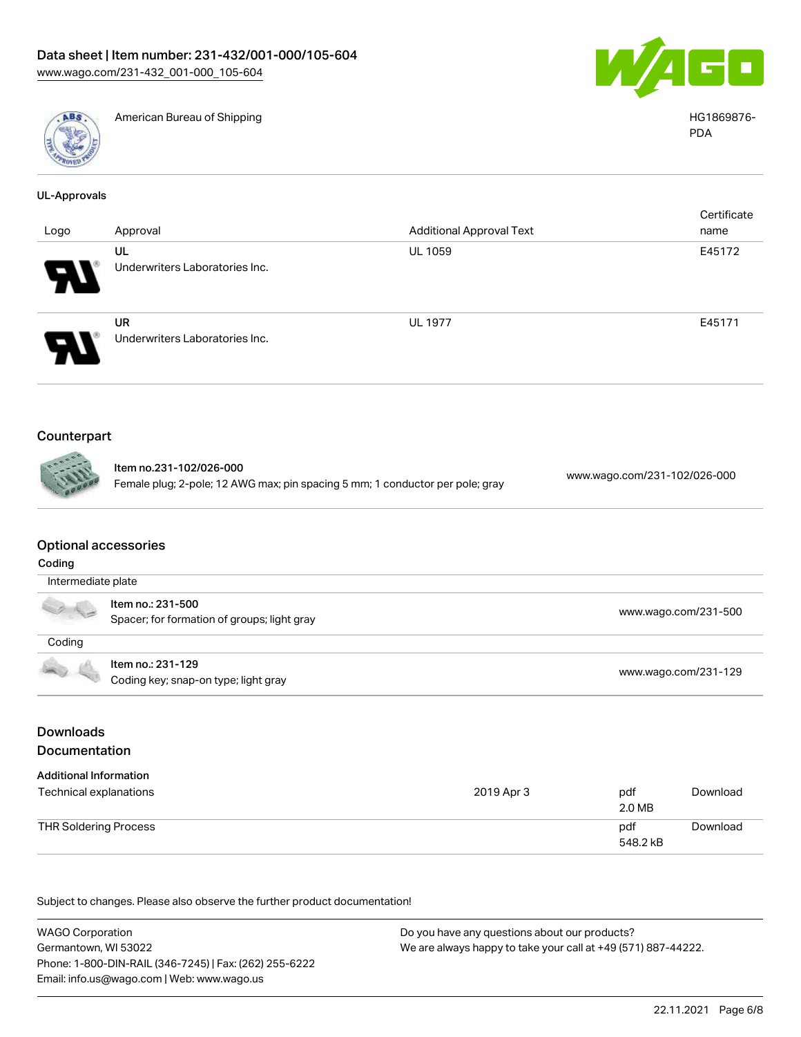| | | |
|---|---|---|
| | American Bureau of Shipping | HG1869876-PDA |

### UL-Approvals

| Logo | Approval | Additional Approval Text | Certificate name |
|---|---|---|---|
| | UL<br>Underwriters Laboratories Inc. | UL 1059 | E45172 |
| | UR<br>Underwriters Laboratories Inc. | UL 1977 | E45171 |

## Counterpart

| | | |
|---|---|---|
| | **Item no.231-102/026-000**<br>Female plug; 2-pole; 12 AWG max; pin spacing 5 mm; 1 conductor per pole; gray | www.wago.com/231-102/026-000 |

## Optional accessories

### Coding

| | | |
|---|---|---|
| Intermediate plate | | |
| | **Item no.: 231-500**<br>Spacer; for formation of groups; light gray | www.wago.com/231-500 |
| Coding | | |
| | **Item no.: 231-129**<br>Coding key; snap-on type; light gray | www.wago.com/231-129 |

## Downloads

## Documentation

### Additional Information

| | | | |
|---|---|---|---|
| Technical explanations | 2019 Apr 3 | pdf<br>2.0 MB | Download |
| THR Soldering Process | | pdf<br>548.2 kB | Download |

Subject to changes. Please also observe the further product documentation!

WAGO Corporation
Germantown, WI 53022
Phone: 1-800-DIN-RAIL (346-7245) | Fax: (262) 255-6222
Email: info.us@wago.com | Web: www.wago.us

Do you have any questions about our products?
We are always happy to take your call at +49 (571) 887-44222.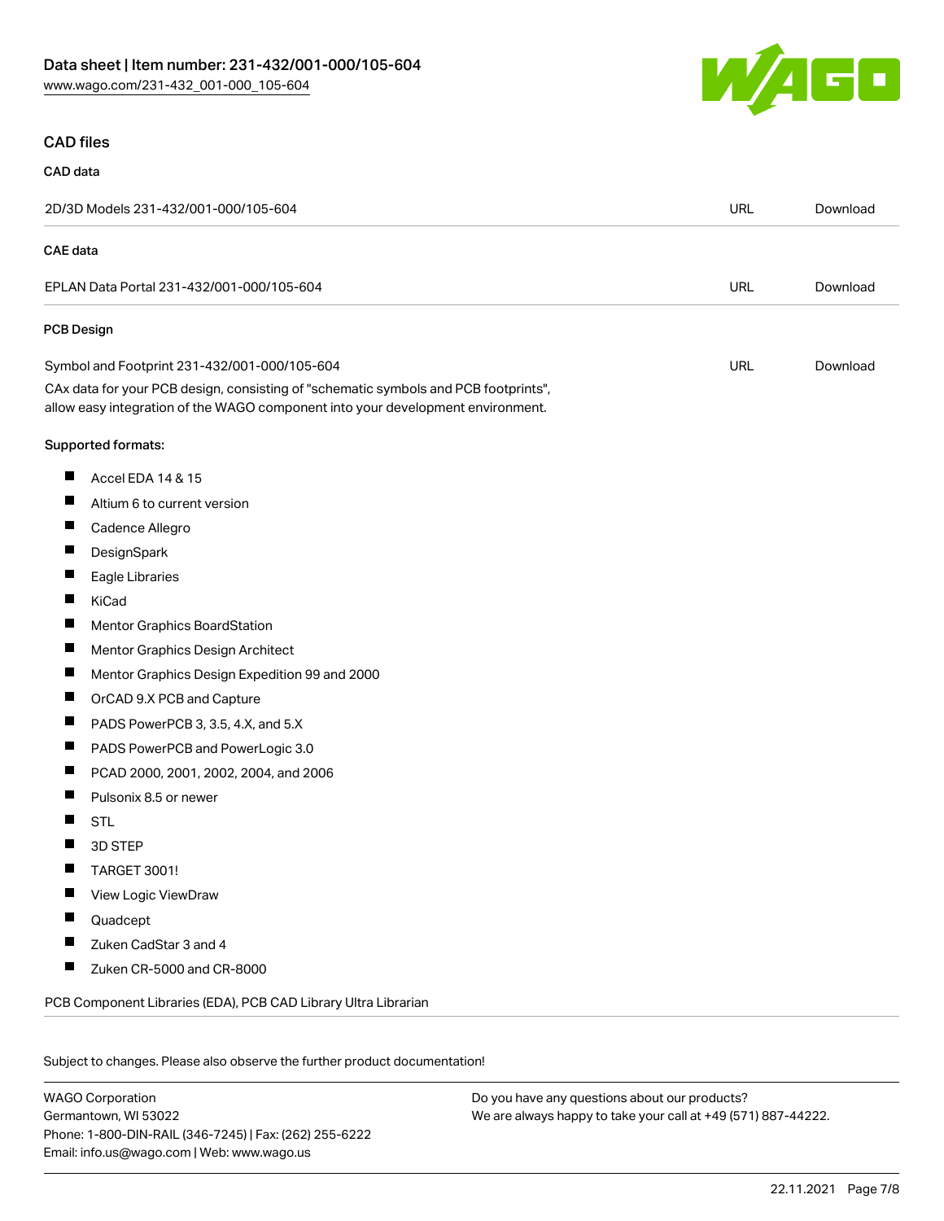## CAD files

### CAD data

| 2D/3D Models 231-432/001-000/105-604 | URL | Download |
| --- | --- | --- |

### CAE data

| EPLAN Data Portal 231-432/001-000/105-604 | URL | Download |
| --- | --- | --- |

### PCB Design

| Symbol and Footprint 231-432/001-000/105-604 | URL | Download |
| --- | --- | --- |

CAx data for your PCB design, consisting of "schematic symbols and PCB footprints", allow easy integration of the WAGO component into your development environment.

Supported formats:

- Accel EDA 14 & 15
- Altium 6 to current version
- Cadence Allegro
- DesignSpark
- Eagle Libraries
- KiCad
- Mentor Graphics BoardStation
- Mentor Graphics Design Architect
- Mentor Graphics Design Expedition 99 and 2000
- OrCAD 9.X PCB and Capture
- PADS PowerPCB 3, 3.5, 4.X, and 5.X
- PADS PowerPCB and PowerLogic 3.0
- PCAD 2000, 2001, 2002, 2004, and 2006
- Pulsonix 8.5 or newer
- STL
- 3D STEP
- TARGET 3001!
- View Logic ViewDraw
- Quadcept
- Zuken CadStar 3 and 4
- Zuken CR-5000 and CR-8000

PCB Component Libraries (EDA), PCB CAD Library Ultra Librarian

Subject to changes. Please also observe the further product documentation!

WAGO Corporation
Germantown, WI 53022
Phone: 1-800-DIN-RAIL (346-7245) | Fax: (262) 255-6222
Email: info.us@wago.com | Web: www.wago.us

Do you have any questions about our products?
We are always happy to take your call at +49 (571) 887-44222.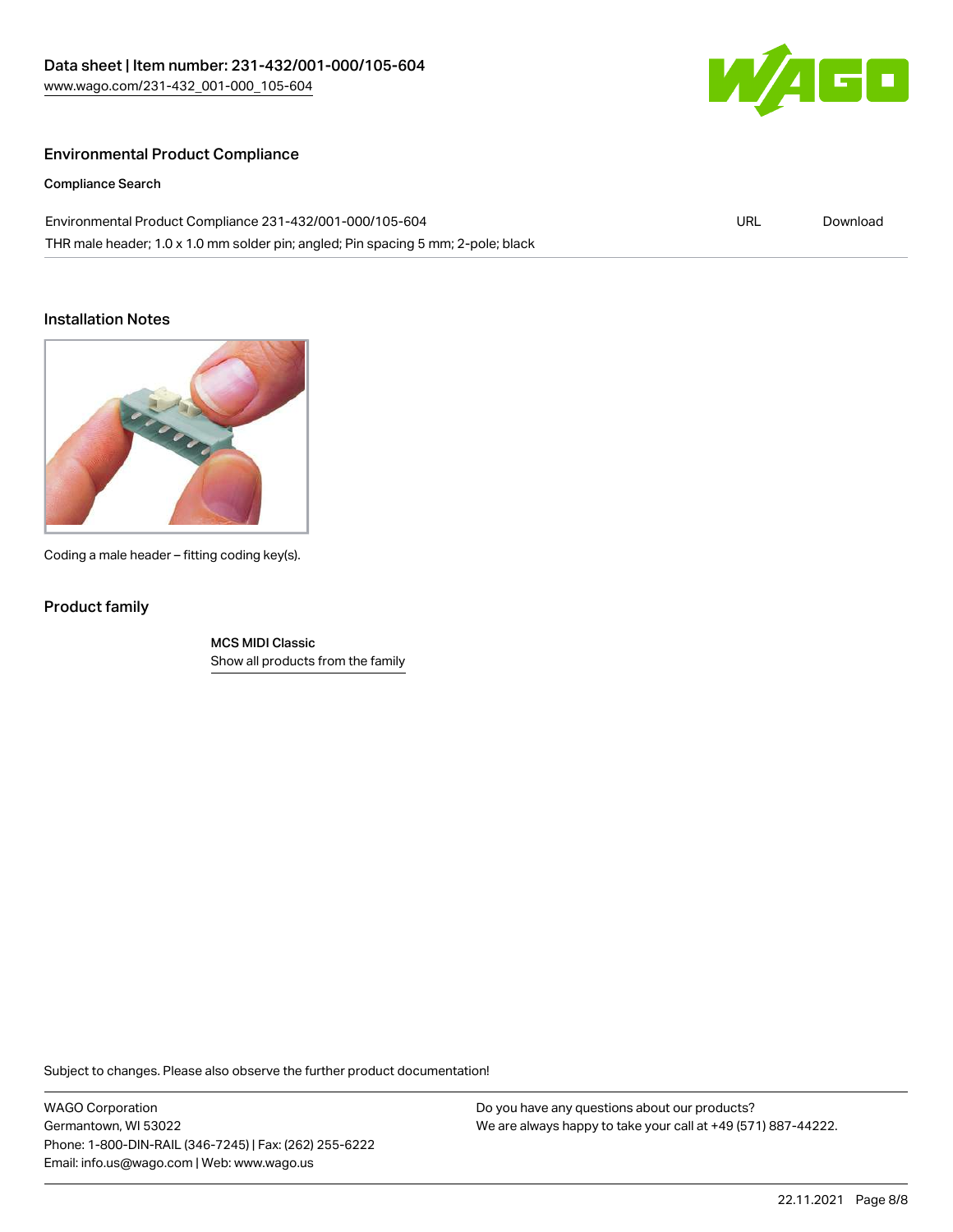## Environmental Product Compliance

### Compliance Search

| | | |
|---|---|---|
| Environmental Product Compliance 231-432/001-000/105-604<br>THR male header; 1.0 x 1.0 mm solder pin; angled; Pin spacing 5 mm; 2-pole; black | URL | Download |

## Installation Notes

Coding a male header – fitting coding key(s).

## Product family

MCS MIDI Classic
Show all products from the family

Subject to changes. Please also observe the further product documentation!

WAGO Corporation
Germantown, WI 53022
Phone: 1-800-DIN-RAIL (346-7245) | Fax: (262) 255-6222
Email: info.us@wago.com | Web: www.wago.us

Do you have any questions about our products?
We are always happy to take your call at +49 (571) 887-44222.